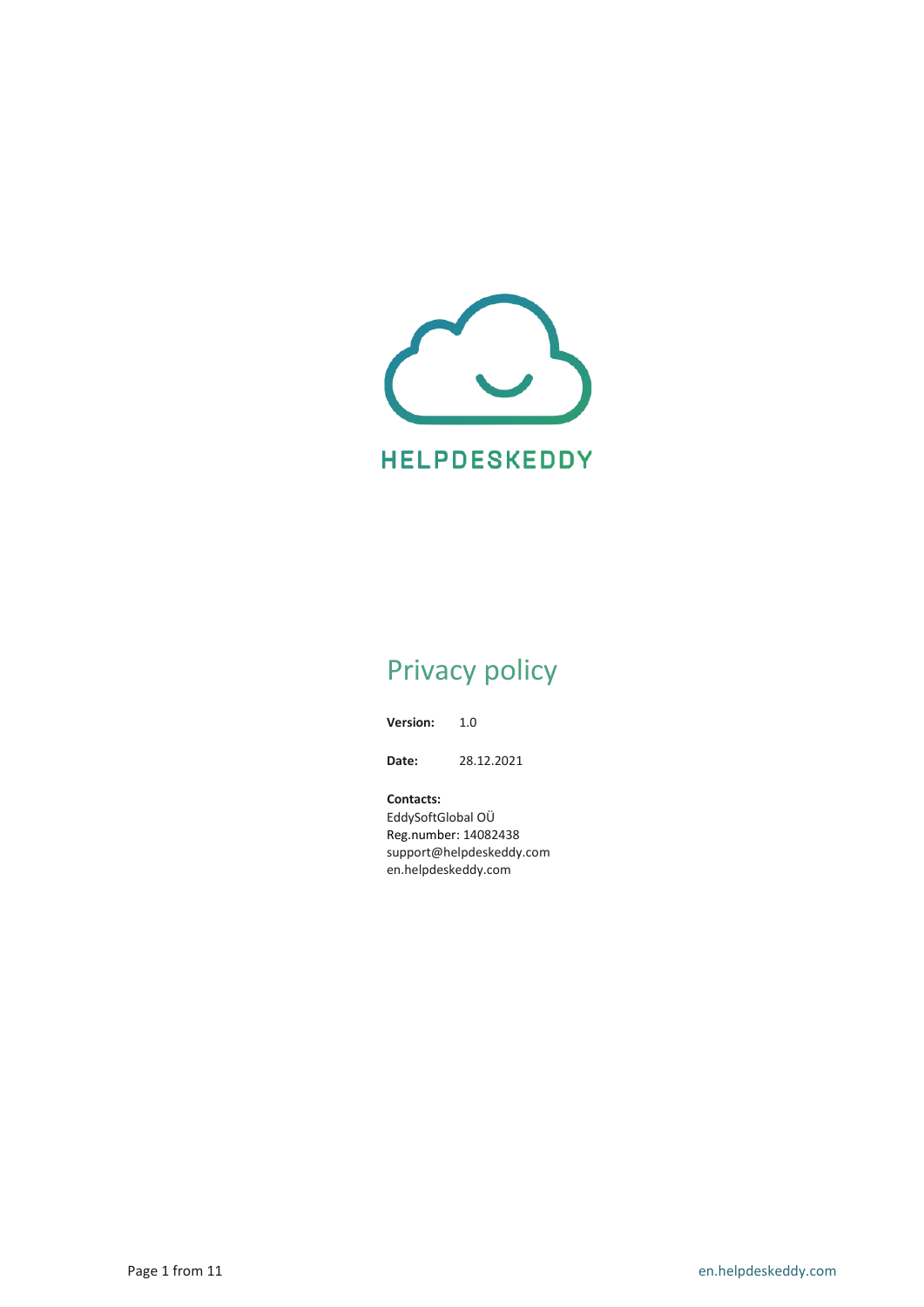HELPDESKEDDY

# Privacy policy

**Version:** 1.0

**Date:** 28.12.2021

**Contacts:**
EddySoftGlobal OÜ
Reg.number: 14082438
support@helpdeskeddy.com
en.helpdeskeddy.com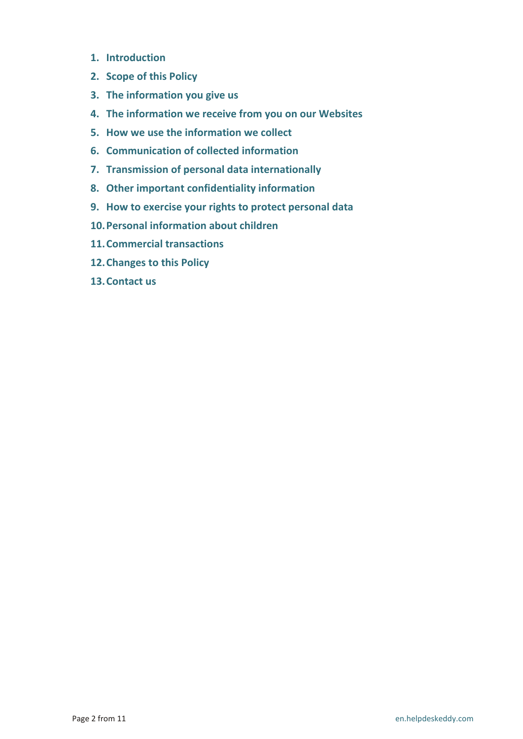1. **Introduction**
2. **Scope of this Policy**
3. **The information you give us**
4. **The information we receive from you on our Websites**
5. **How we use the information we collect**
6. **Communication of collected information**
7. **Transmission of personal data internationally**
8. **Other important confidentiality information**
9. **How to exercise your rights to protect personal data**
10. **Personal information about children**
11. **Commercial transactions**
12. **Changes to this Policy**
13. **Contact us**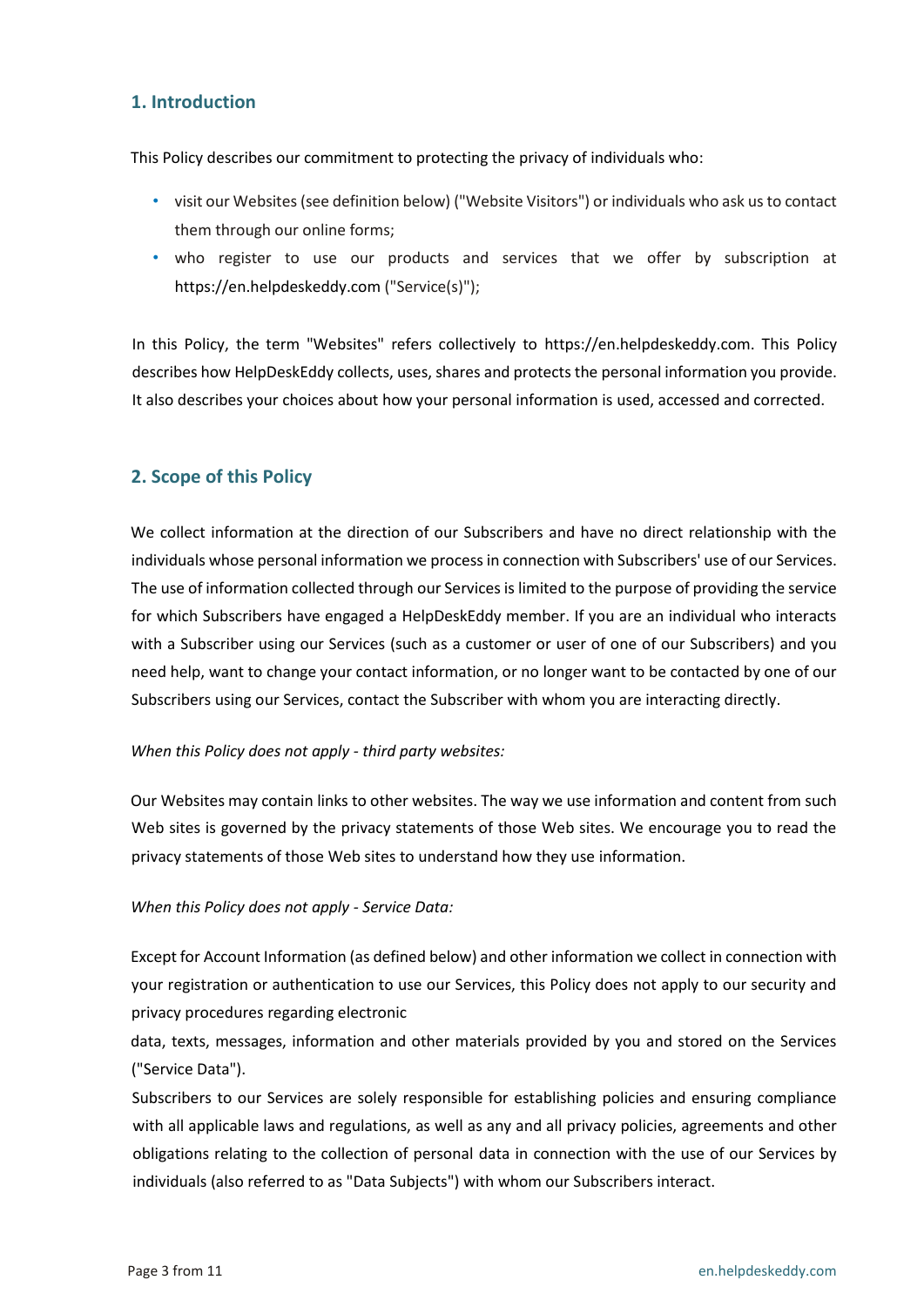## 1. Introduction

This Policy describes our commitment to protecting the privacy of individuals who:

- visit our Websites (see definition below) ("Website Visitors") or individuals who ask us to contact them through our online forms;
- who register to use our products and services that we offer by subscription at https://en.helpdeskeddy.com ("Service(s)");

In this Policy, the term "Websites" refers collectively to https://en.helpdeskeddy.com. This Policy describes how HelpDeskEddy collects, uses, shares and protects the personal information you provide. It also describes your choices about how your personal information is used, accessed and corrected.

## 2. Scope of this Policy

We collect information at the direction of our Subscribers and have no direct relationship with the individuals whose personal information we process in connection with Subscribers' use of our Services. The use of information collected through our Services is limited to the purpose of providing the service for which Subscribers have engaged a HelpDeskEddy member. If you are an individual who interacts with a Subscriber using our Services (such as a customer or user of one of our Subscribers) and you need help, want to change your contact information, or no longer want to be contacted by one of our Subscribers using our Services, contact the Subscriber with whom you are interacting directly.

*When this Policy does not apply - third party websites:*

Our Websites may contain links to other websites. The way we use information and content from such Web sites is governed by the privacy statements of those Web sites. We encourage you to read the privacy statements of those Web sites to understand how they use information.

*When this Policy does not apply - Service Data:*

Except for Account Information (as defined below) and other information we collect in connection with your registration or authentication to use our Services, this Policy does not apply to our security and privacy procedures regarding electronic data, texts, messages, information and other materials provided by you and stored on the Services ("Service Data").

Subscribers to our Services are solely responsible for establishing policies and ensuring compliance with all applicable laws and regulations, as well as any and all privacy policies, agreements and other obligations relating to the collection of personal data in connection with the use of our Services by individuals (also referred to as "Data Subjects") with whom our Subscribers interact.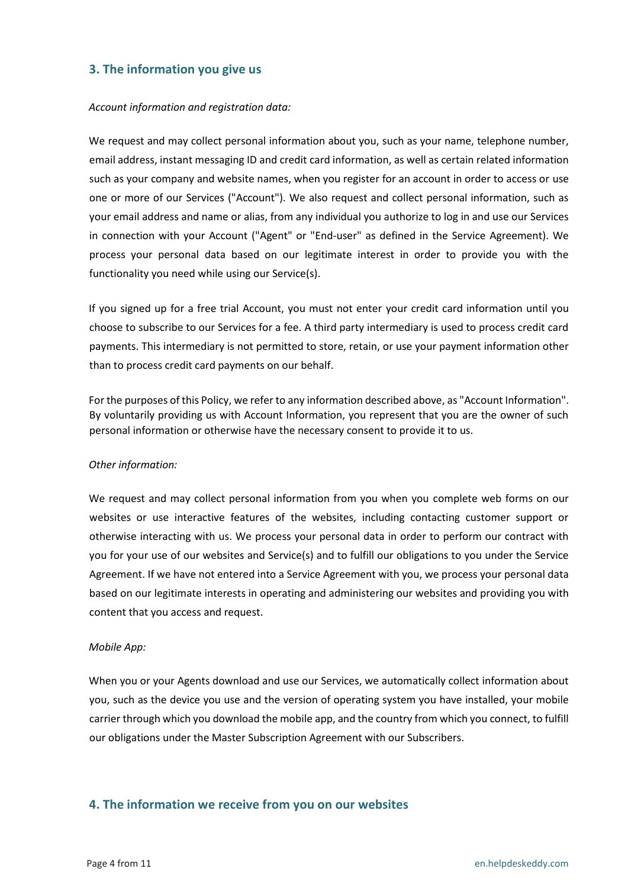## 3. The information you give us

*Account information and registration data:*

We request and may collect personal information about you, such as your name, telephone number, email address, instant messaging ID and credit card information, as well as certain related information such as your company and website names, when you register for an account in order to access or use one or more of our Services ("Account"). We also request and collect personal information, such as your email address and name or alias, from any individual you authorize to log in and use our Services in connection with your Account ("Agent" or "End-user" as defined in the Service Agreement). We process your personal data based on our legitimate interest in order to provide you with the functionality you need while using our Service(s).

If you signed up for a free trial Account, you must not enter your credit card information until you choose to subscribe to our Services for a fee. A third party intermediary is used to process credit card payments. This intermediary is not permitted to store, retain, or use your payment information other than to process credit card payments on our behalf.

For the purposes of this Policy, we refer to any information described above, as "Account Information". By voluntarily providing us with Account Information, you represent that you are the owner of such personal information or otherwise have the necessary consent to provide it to us.

*Other information:*

We request and may collect personal information from you when you complete web forms on our websites or use interactive features of the websites, including contacting customer support or otherwise interacting with us. We process your personal data in order to perform our contract with you for your use of our websites and Service(s) and to fulfill our obligations to you under the Service Agreement. If we have not entered into a Service Agreement with you, we process your personal data based on our legitimate interests in operating and administering our websites and providing you with content that you access and request.

*Mobile App:*

When you or your Agents download and use our Services, we automatically collect information about you, such as the device you use and the version of operating system you have installed, your mobile carrier through which you download the mobile app, and the country from which you connect, to fulfill our obligations under the Master Subscription Agreement with our Subscribers.

## 4. The information we receive from you on our websites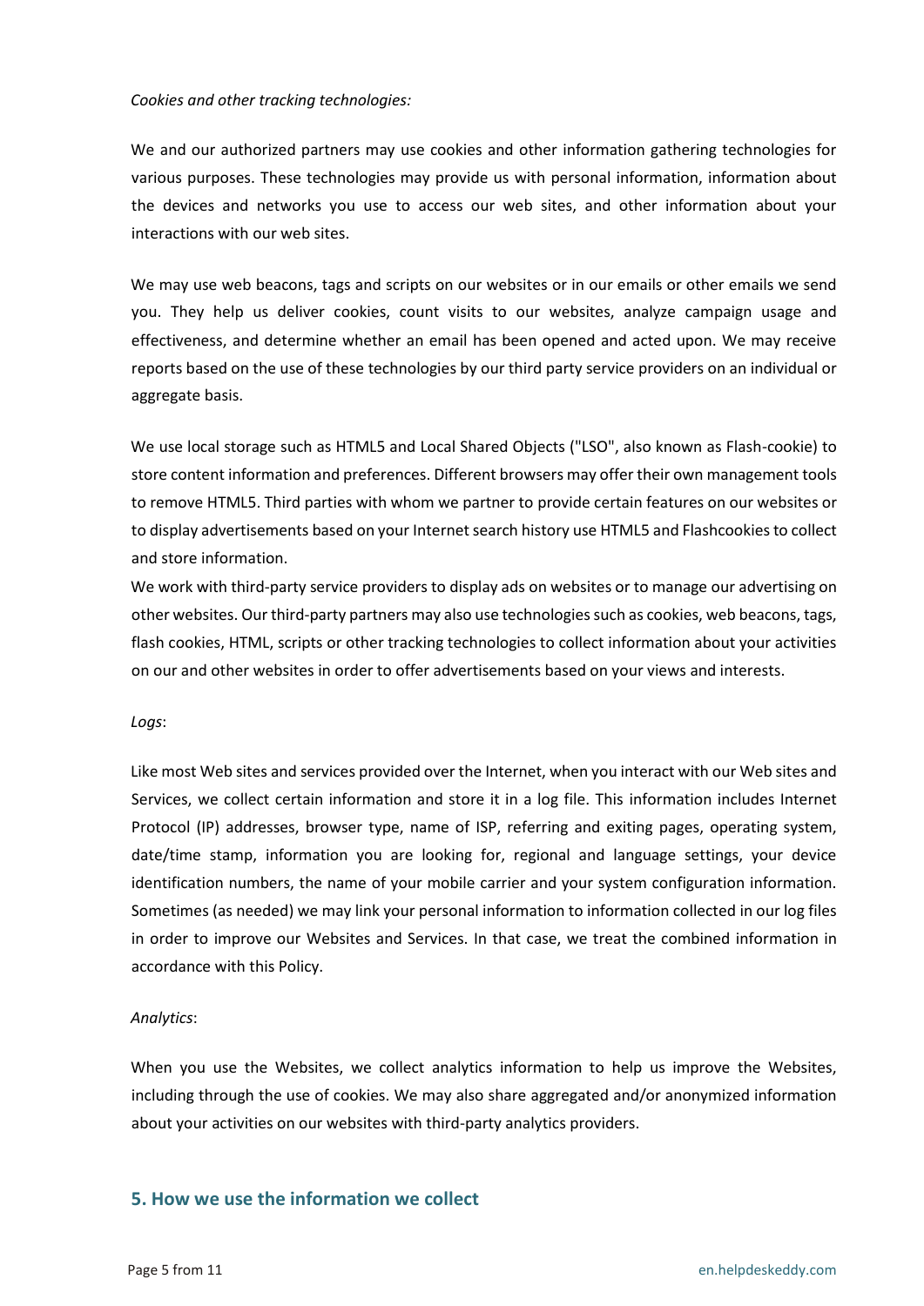*Cookies and other tracking technologies:*

We and our authorized partners may use cookies and other information gathering technologies for various purposes. These technologies may provide us with personal information, information about the devices and networks you use to access our web sites, and other information about your interactions with our web sites.

We may use web beacons, tags and scripts on our websites or in our emails or other emails we send you. They help us deliver cookies, count visits to our websites, analyze campaign usage and effectiveness, and determine whether an email has been opened and acted upon. We may receive reports based on the use of these technologies by our third party service providers on an individual or aggregate basis.

We use local storage such as HTML5 and Local Shared Objects ("LSO", also known as Flash-cookie) to store content information and preferences. Different browsers may offer their own management tools to remove HTML5. Third parties with whom we partner to provide certain features on our websites or to display advertisements based on your Internet search history use HTML5 and Flashcookies to collect and store information.
We work with third-party service providers to display ads on websites or to manage our advertising on other websites. Our third-party partners may also use technologies such as cookies, web beacons, tags, flash cookies, HTML, scripts or other tracking technologies to collect information about your activities on our and other websites in order to offer advertisements based on your views and interests.

*Logs*:

Like most Web sites and services provided over the Internet, when you interact with our Web sites and Services, we collect certain information and store it in a log file. This information includes Internet Protocol (IP) addresses, browser type, name of ISP, referring and exiting pages, operating system, date/time stamp, information you are looking for, regional and language settings, your device identification numbers, the name of your mobile carrier and your system configuration information. Sometimes (as needed) we may link your personal information to information collected in our log files in order to improve our Websites and Services. In that case, we treat the combined information in accordance with this Policy.

*Analytics*:

When you use the Websites, we collect analytics information to help us improve the Websites, including through the use of cookies. We may also share aggregated and/or anonymized information about your activities on our websites with third-party analytics providers.

## 5. How we use the information we collect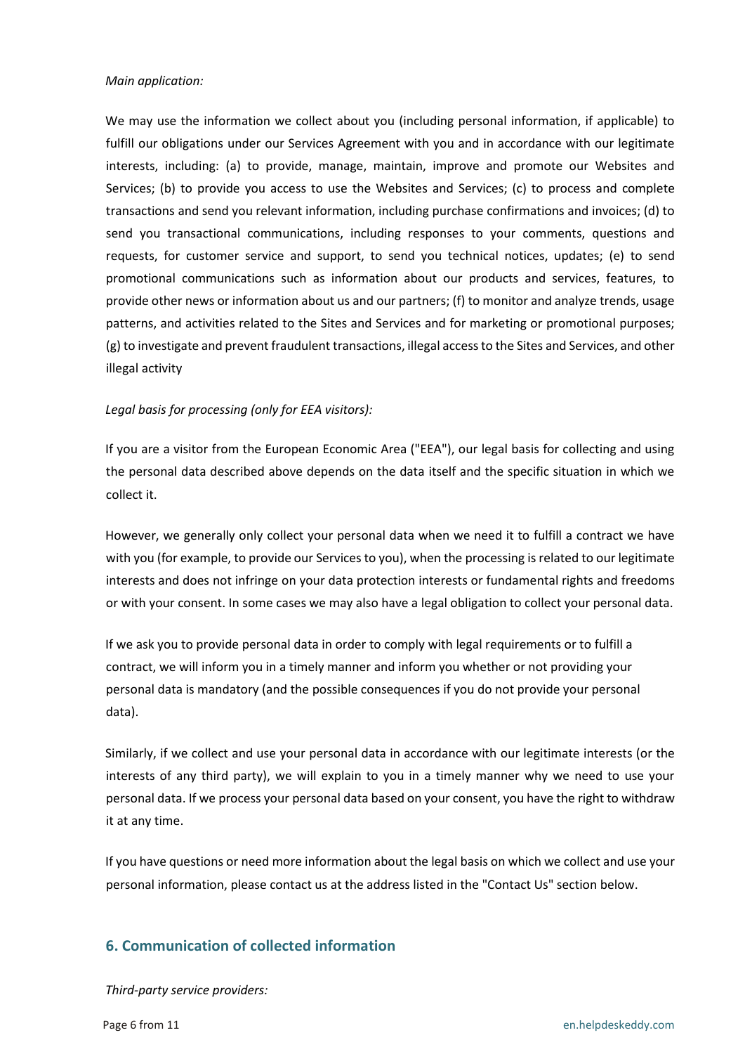*Main application:*

We may use the information we collect about you (including personal information, if applicable) to fulfill our obligations under our Services Agreement with you and in accordance with our legitimate interests, including: (a) to provide, manage, maintain, improve and promote our Websites and Services; (b) to provide you access to use the Websites and Services; (c) to process and complete transactions and send you relevant information, including purchase confirmations and invoices; (d) to send you transactional communications, including responses to your comments, questions and requests, for customer service and support, to send you technical notices, updates; (e) to send promotional communications such as information about our products and services, features, to provide other news or information about us and our partners; (f) to monitor and analyze trends, usage patterns, and activities related to the Sites and Services and for marketing or promotional purposes; (g) to investigate and prevent fraudulent transactions, illegal access to the Sites and Services, and other illegal activity

*Legal basis for processing (only for EEA visitors):*

If you are a visitor from the European Economic Area ("EEA"), our legal basis for collecting and using the personal data described above depends on the data itself and the specific situation in which we collect it.

However, we generally only collect your personal data when we need it to fulfill a contract we have with you (for example, to provide our Services to you), when the processing is related to our legitimate interests and does not infringe on your data protection interests or fundamental rights and freedoms or with your consent. In some cases we may also have a legal obligation to collect your personal data.

If we ask you to provide personal data in order to comply with legal requirements or to fulfill a contract, we will inform you in a timely manner and inform you whether or not providing your personal data is mandatory (and the possible consequences if you do not provide your personal data).

Similarly, if we collect and use your personal data in accordance with our legitimate interests (or the interests of any third party), we will explain to you in a timely manner why we need to use your personal data. If we process your personal data based on your consent, you have the right to withdraw it at any time.

If you have questions or need more information about the legal basis on which we collect and use your personal information, please contact us at the address listed in the "Contact Us" section below.

## 6. Communication of collected information

*Third-party service providers:*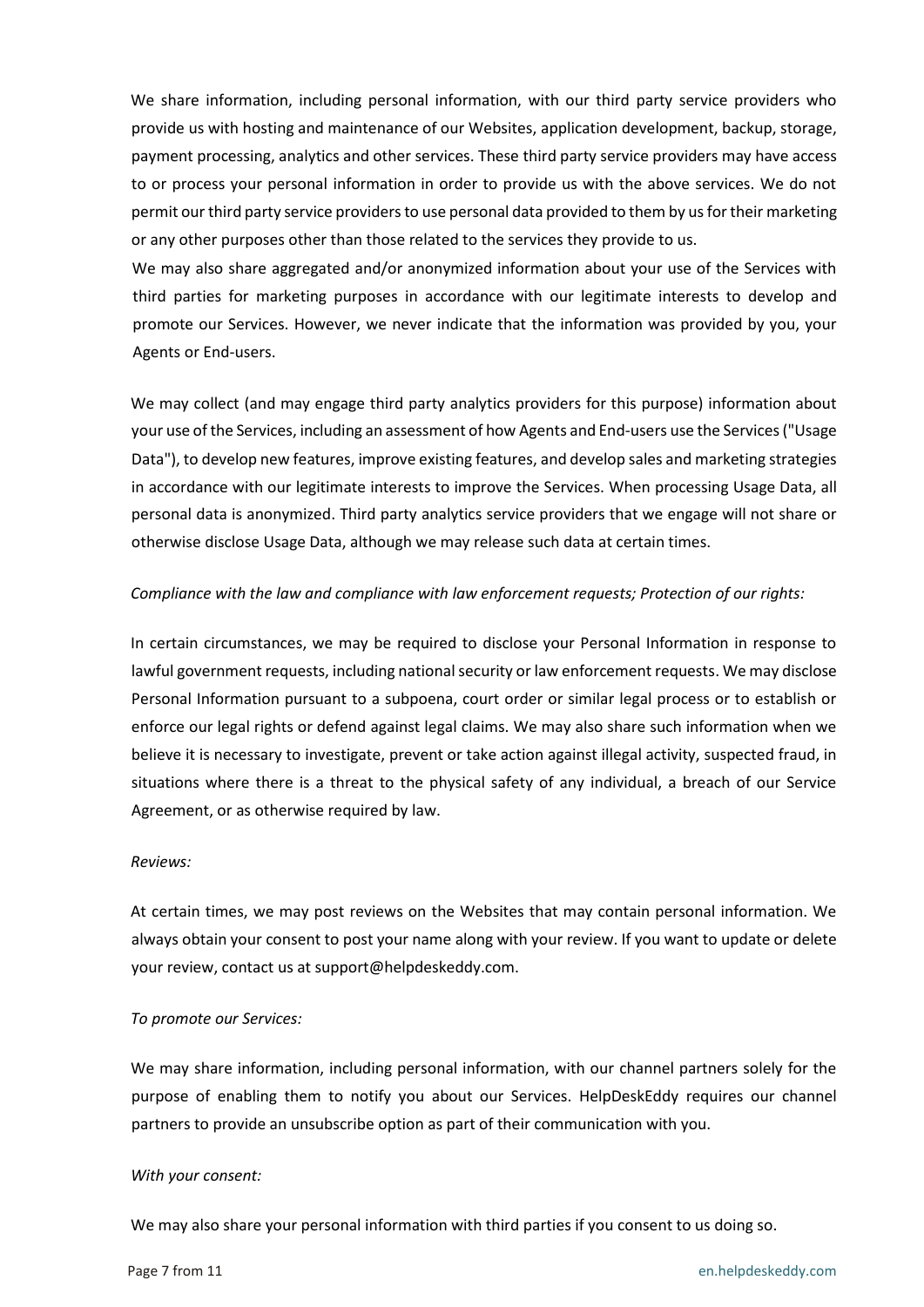We share information, including personal information, with our third party service providers who provide us with hosting and maintenance of our Websites, application development, backup, storage, payment processing, analytics and other services. These third party service providers may have access to or process your personal information in order to provide us with the above services. We do not permit our third party service providers to use personal data provided to them by us for their marketing or any other purposes other than those related to the services they provide to us.

We may also share aggregated and/or anonymized information about your use of the Services with third parties for marketing purposes in accordance with our legitimate interests to develop and promote our Services. However, we never indicate that the information was provided by you, your Agents or End-users.

We may collect (and may engage third party analytics providers for this purpose) information about your use of the Services, including an assessment of how Agents and End-users use the Services ("Usage Data"), to develop new features, improve existing features, and develop sales and marketing strategies in accordance with our legitimate interests to improve the Services. When processing Usage Data, all personal data is anonymized. Third party analytics service providers that we engage will not share or otherwise disclose Usage Data, although we may release such data at certain times.

*Compliance with the law and compliance with law enforcement requests; Protection of our rights:*

In certain circumstances, we may be required to disclose your Personal Information in response to lawful government requests, including national security or law enforcement requests. We may disclose Personal Information pursuant to a subpoena, court order or similar legal process or to establish or enforce our legal rights or defend against legal claims. We may also share such information when we believe it is necessary to investigate, prevent or take action against illegal activity, suspected fraud, in situations where there is a threat to the physical safety of any individual, a breach of our Service Agreement, or as otherwise required by law.

*Reviews:*

At certain times, we may post reviews on the Websites that may contain personal information. We always obtain your consent to post your name along with your review. If you want to update or delete your review, contact us at support@helpdeskeddy.com.

*To promote our Services:*

We may share information, including personal information, with our channel partners solely for the purpose of enabling them to notify you about our Services. HelpDeskEddy requires our channel partners to provide an unsubscribe option as part of their communication with you.

*With your consent:*

We may also share your personal information with third parties if you consent to us doing so.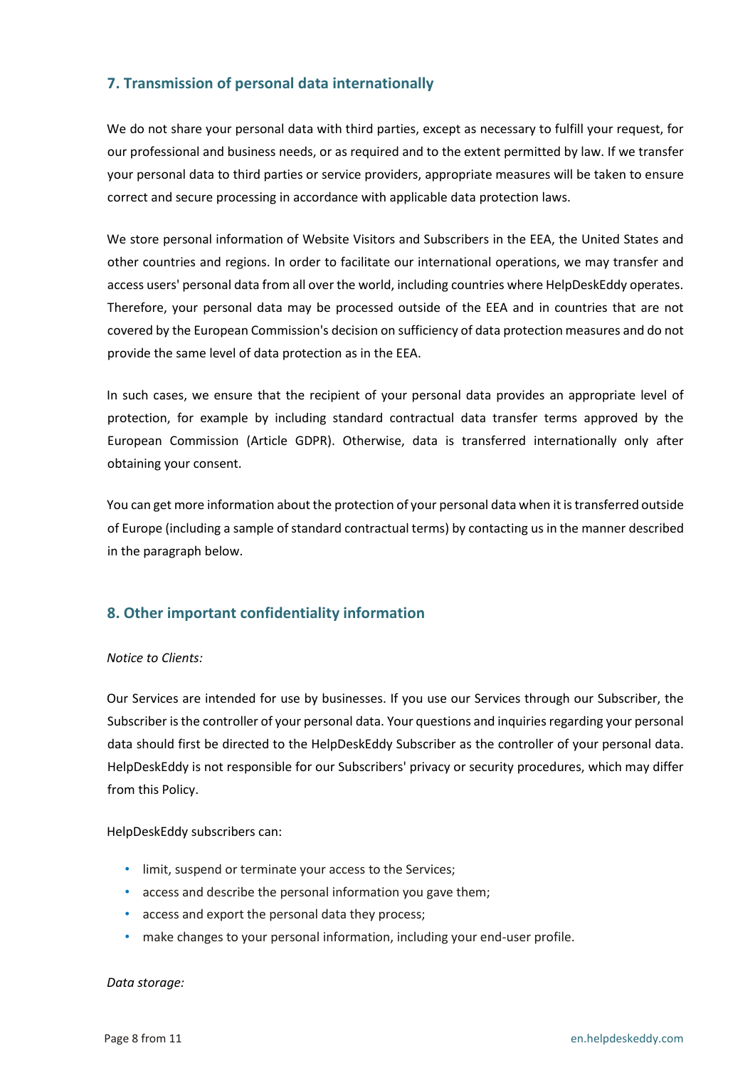## 7. Transmission of personal data internationally

We do not share your personal data with third parties, except as necessary to fulfill your request, for our professional and business needs, or as required and to the extent permitted by law. If we transfer your personal data to third parties or service providers, appropriate measures will be taken to ensure correct and secure processing in accordance with applicable data protection laws.

We store personal information of Website Visitors and Subscribers in the EEA, the United States and other countries and regions. In order to facilitate our international operations, we may transfer and access users' personal data from all over the world, including countries where HelpDeskEddy operates. Therefore, your personal data may be processed outside of the EEA and in countries that are not covered by the European Commission's decision on sufficiency of data protection measures and do not provide the same level of data protection as in the EEA.

In such cases, we ensure that the recipient of your personal data provides an appropriate level of protection, for example by including standard contractual data transfer terms approved by the European Commission (Article GDPR). Otherwise, data is transferred internationally only after obtaining your consent.

You can get more information about the protection of your personal data when it is transferred outside of Europe (including a sample of standard contractual terms) by contacting us in the manner described in the paragraph below.

## 8. Other important confidentiality information

*Notice to Clients:*

Our Services are intended for use by businesses. If you use our Services through our Subscriber, the Subscriber is the controller of your personal data. Your questions and inquiries regarding your personal data should first be directed to the HelpDeskEddy Subscriber as the controller of your personal data. HelpDeskEddy is not responsible for our Subscribers' privacy or security procedures, which may differ from this Policy.

HelpDeskEddy subscribers can:

- limit, suspend or terminate your access to the Services;
- access and describe the personal information you gave them;
- access and export the personal data they process;
- make changes to your personal information, including your end-user profile.

*Data storage:*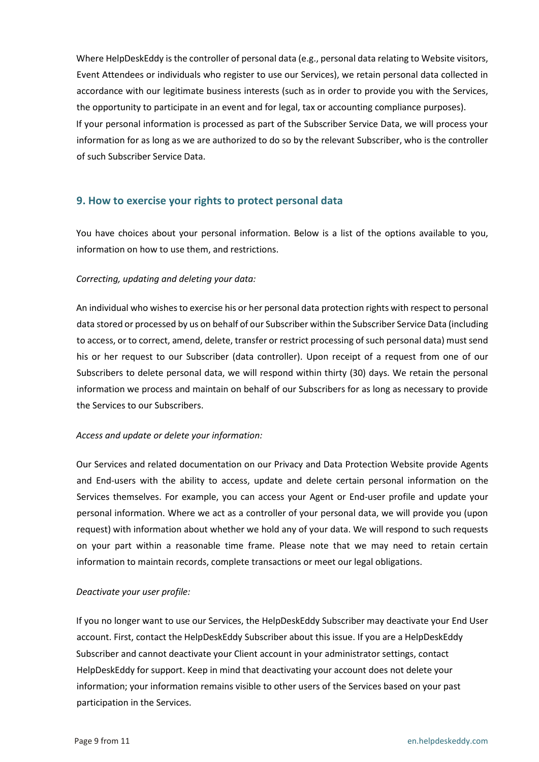Where HelpDeskEddy is the controller of personal data (e.g., personal data relating to Website visitors, Event Attendees or individuals who register to use our Services), we retain personal data collected in accordance with our legitimate business interests (such as in order to provide you with the Services, the opportunity to participate in an event and for legal, tax or accounting compliance purposes).
If your personal information is processed as part of the Subscriber Service Data, we will process your information for as long as we are authorized to do so by the relevant Subscriber, who is the controller of such Subscriber Service Data.

## 9. How to exercise your rights to protect personal data

You have choices about your personal information. Below is a list of the options available to you, information on how to use them, and restrictions.

*Correcting, updating and deleting your data:*

An individual who wishes to exercise his or her personal data protection rights with respect to personal data stored or processed by us on behalf of our Subscriber within the Subscriber Service Data (including to access, or to correct, amend, delete, transfer or restrict processing of such personal data) must send his or her request to our Subscriber (data controller). Upon receipt of a request from one of our Subscribers to delete personal data, we will respond within thirty (30) days. We retain the personal information we process and maintain on behalf of our Subscribers for as long as necessary to provide the Services to our Subscribers.

*Access and update or delete your information:*

Our Services and related documentation on our Privacy and Data Protection Website provide Agents and End-users with the ability to access, update and delete certain personal information on the Services themselves. For example, you can access your Agent or End-user profile and update your personal information. Where we act as a controller of your personal data, we will provide you (upon request) with information about whether we hold any of your data. We will respond to such requests on your part within a reasonable time frame. Please note that we may need to retain certain information to maintain records, complete transactions or meet our legal obligations.

*Deactivate your user profile:*

If you no longer want to use our Services, the HelpDeskEddy Subscriber may deactivate your End User account. First, contact the HelpDeskEddy Subscriber about this issue. If you are a HelpDeskEddy Subscriber and cannot deactivate your Client account in your administrator settings, contact HelpDeskEddy for support. Keep in mind that deactivating your account does not delete your information; your information remains visible to other users of the Services based on your past participation in the Services.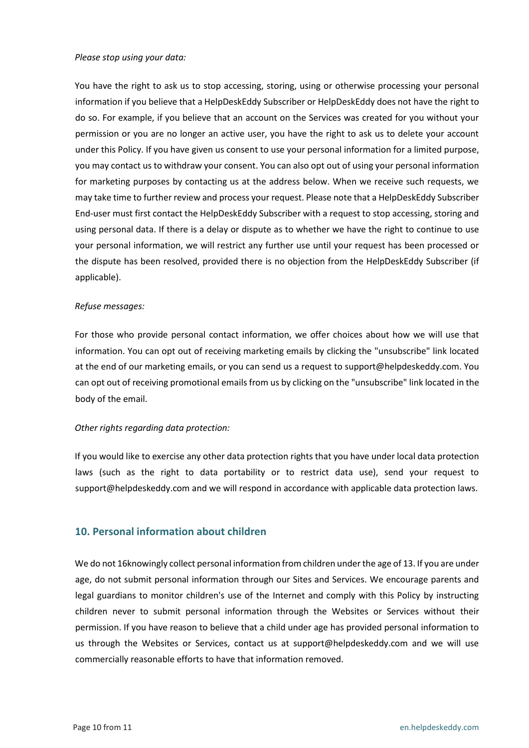*Please stop using your data:*

You have the right to ask us to stop accessing, storing, using or otherwise processing your personal information if you believe that a HelpDeskEddy Subscriber or HelpDeskEddy does not have the right to do so. For example, if you believe that an account on the Services was created for you without your permission or you are no longer an active user, you have the right to ask us to delete your account under this Policy. If you have given us consent to use your personal information for a limited purpose, you may contact us to withdraw your consent. You can also opt out of using your personal information for marketing purposes by contacting us at the address below. When we receive such requests, we may take time to further review and process your request. Please note that a HelpDeskEddy Subscriber End-user must first contact the HelpDeskEddy Subscriber with a request to stop accessing, storing and using personal data. If there is a delay or dispute as to whether we have the right to continue to use your personal information, we will restrict any further use until your request has been processed or the dispute has been resolved, provided there is no objection from the HelpDeskEddy Subscriber (if applicable).

*Refuse messages:*

For those who provide personal contact information, we offer choices about how we will use that information. You can opt out of receiving marketing emails by clicking the "unsubscribe" link located at the end of our marketing emails, or you can send us a request to support@helpdeskeddy.com. You can opt out of receiving promotional emails from us by clicking on the "unsubscribe" link located in the body of the email.

*Other rights regarding data protection:*

If you would like to exercise any other data protection rights that you have under local data protection laws (such as the right to data portability or to restrict data use), send your request to support@helpdeskeddy.com and we will respond in accordance with applicable data protection laws.

## 10. Personal information about children

We do not 16knowingly collect personal information from children under the age of 13. If you are under age, do not submit personal information through our Sites and Services. We encourage parents and legal guardians to monitor children's use of the Internet and comply with this Policy by instructing children never to submit personal information through the Websites or Services without their permission. If you have reason to believe that a child under age has provided personal information to us through the Websites or Services, contact us at support@helpdeskeddy.com and we will use commercially reasonable efforts to have that information removed.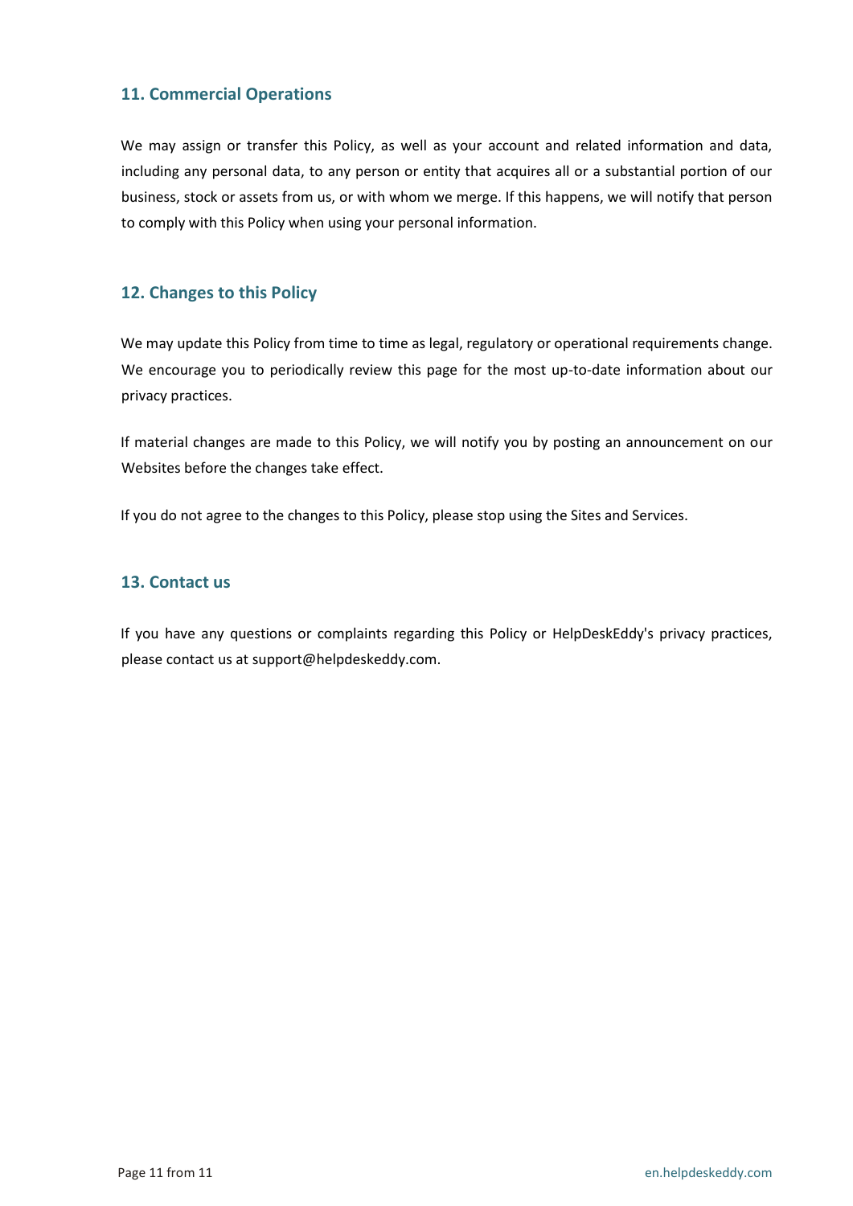## 11. Commercial Operations

We may assign or transfer this Policy, as well as your account and related information and data, including any personal data, to any person or entity that acquires all or a substantial portion of our business, stock or assets from us, or with whom we merge. If this happens, we will notify that person to comply with this Policy when using your personal information.

## 12. Changes to this Policy

We may update this Policy from time to time as legal, regulatory or operational requirements change. We encourage you to periodically review this page for the most up-to-date information about our privacy practices.

If material changes are made to this Policy, we will notify you by posting an announcement on our Websites before the changes take effect.

If you do not agree to the changes to this Policy, please stop using the Sites and Services.

## 13. Contact us

If you have any questions or complaints regarding this Policy or HelpDeskEddy's privacy practices, please contact us at support@helpdeskeddy.com.